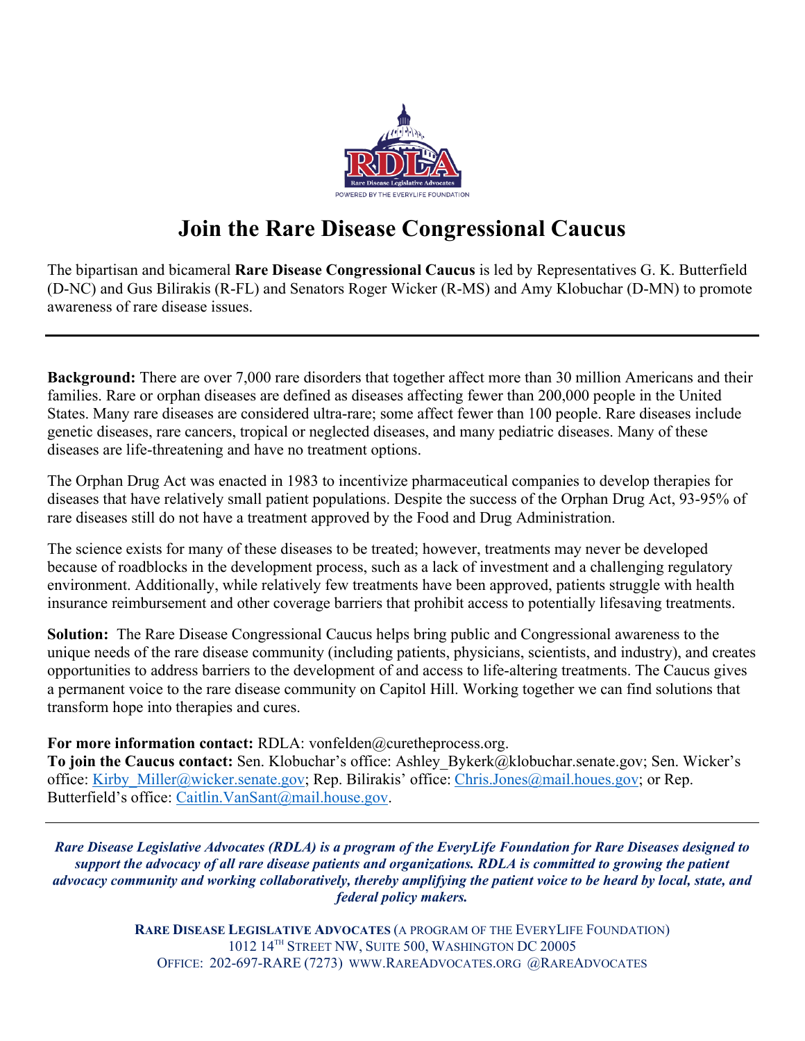# Join the Rare Disease Congressional Caucus

The bipartisan and bicameral **Rare Disease Congressional Caucus** is led by Representatives G. K. Butterfield (D-NC) and Gus Bilirakis (R-FL) and Senators Roger Wicker (R-MS) and Amy Klobuchar (D-MN) to promote awareness of rare disease issues.

---

**Background:** There are over 7,000 rare disorders that together affect more than 30 million Americans and their families. Rare or orphan diseases are defined as diseases affecting fewer than 200,000 people in the United States. Many rare diseases are considered ultra-rare; some affect fewer than 100 people. Rare diseases include genetic diseases, rare cancers, tropical or neglected diseases, and many pediatric diseases. Many of these diseases are life-threatening and have no treatment options.

The Orphan Drug Act was enacted in 1983 to incentivize pharmaceutical companies to develop therapies for diseases that have relatively small patient populations. Despite the success of the Orphan Drug Act, 93-95% of rare diseases still do not have a treatment approved by the Food and Drug Administration.

The science exists for many of these diseases to be treated; however, treatments may never be developed because of roadblocks in the development process, such as a lack of investment and a challenging regulatory environment. Additionally, while relatively few treatments have been approved, patients struggle with health insurance reimbursement and other coverage barriers that prohibit access to potentially lifesaving treatments.

**Solution:** The Rare Disease Congressional Caucus helps bring public and Congressional awareness to the unique needs of the rare disease community (including patients, physicians, scientists, and industry), and creates opportunities to address barriers to the development of and access to life-altering treatments. The Caucus gives a permanent voice to the rare disease community on Capitol Hill. Working together we can find solutions that transform hope into therapies and cures.

**For more information contact:** RDLA: vonfelden@curetheprocess.org.
**To join the Caucus contact:** Sen. Klobuchar's office: Ashley_Bykerk@klobuchar.senate.gov; Sen. Wicker's office: Kirby_Miller@wicker.senate.gov; Rep. Bilirakis' office: Chris.Jones@mail.houes.gov; or Rep. Butterfield's office: Caitlin.VanSant@mail.house.gov.

---

***Rare Disease Legislative Advocates (RDLA) is a program of the EveryLife Foundation for Rare Diseases designed to support the advocacy of all rare disease patients and organizations. RDLA is committed to growing the patient advocacy community and working collaboratively, thereby amplifying the patient voice to be heard by local, state, and federal policy makers.***

**RARE DISEASE LEGISLATIVE ADVOCATES** (A PROGRAM OF THE EVERYLIFE FOUNDATION)
1012 14TH STREET NW, SUITE 500, WASHINGTON DC 20005
OFFICE: 202-697-RARE (7273) WWW.RAREADVOCATES.ORG @RAREADVOCATES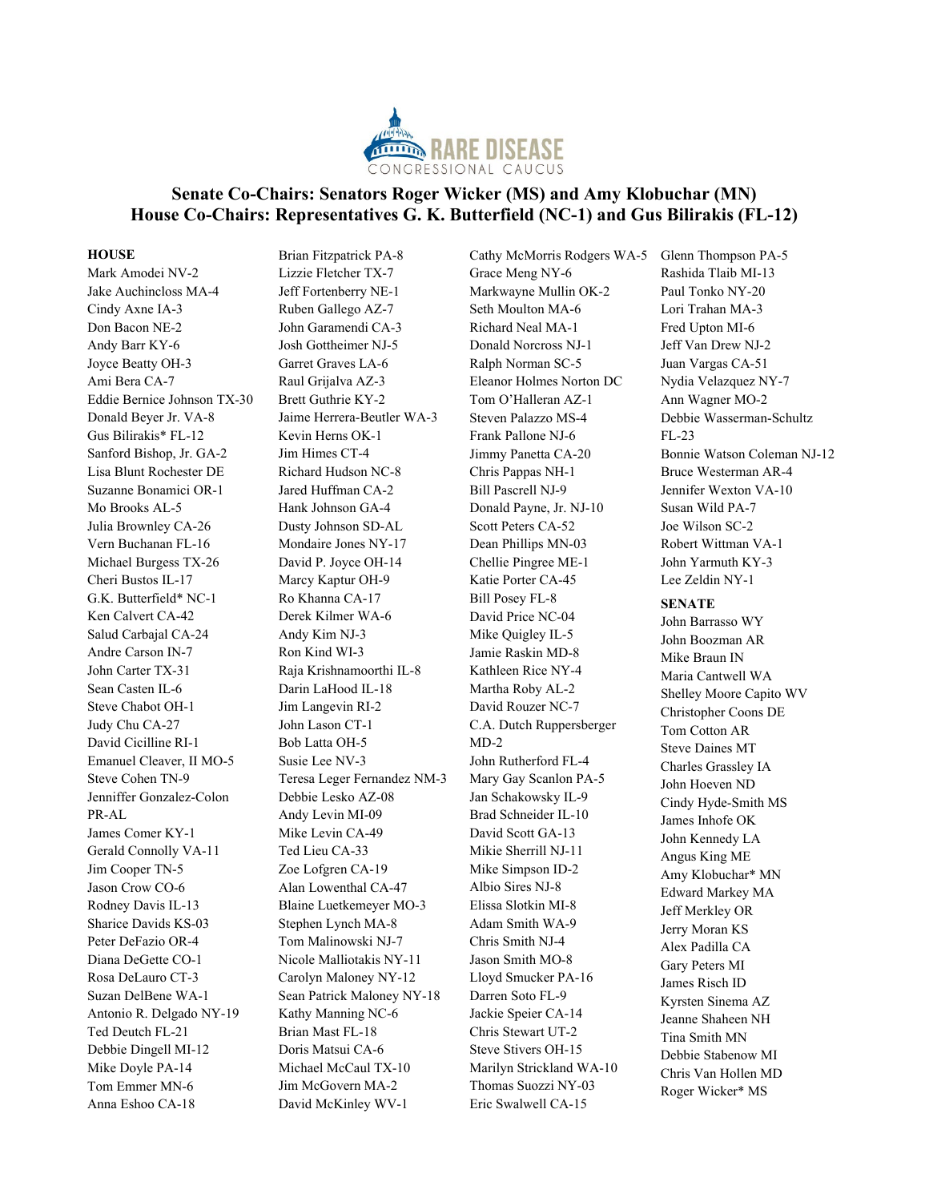RARE DISEASE
CONGRESSIONAL CAUCUS

## Senate Co-Chairs: Senators Roger Wicker (MS) and Amy Klobuchar (MN)
## House Co-Chairs: Representatives G. K. Butterfield (NC-1) and Gus Bilirakis (FL-12)

**HOUSE**

Mark Amodei NV-2
Jake Auchincloss MA-4
Cindy Axne IA-3
Don Bacon NE-2
Andy Barr KY-6
Joyce Beatty OH-3
Ami Bera CA-7
Eddie Bernice Johnson TX-30
Donald Beyer Jr. VA-8
Gus Bilirakis* FL-12
Sanford Bishop, Jr. GA-2
Lisa Blunt Rochester DE
Suzanne Bonamici OR-1
Mo Brooks AL-5
Julia Brownley CA-26
Vern Buchanan FL-16
Michael Burgess TX-26
Cheri Bustos IL-17
G.K. Butterfield* NC-1
Ken Calvert CA-42
Salud Carbajal CA-24
Andre Carson IN-7
John Carter TX-31
Sean Casten IL-6
Steve Chabot OH-1
Judy Chu CA-27
David Cicilline RI-1
Emanuel Cleaver, II MO-5
Steve Cohen TN-9
Jenniffer Gonzalez-Colon PR-AL
James Comer KY-1
Gerald Connolly VA-11
Jim Cooper TN-5
Jason Crow CO-6
Rodney Davis IL-13
Sharice Davids KS-03
Peter DeFazio OR-4
Diana DeGette CO-1
Rosa DeLauro CT-3
Suzan DelBene WA-1
Antonio R. Delgado NY-19
Ted Deutch FL-21
Debbie Dingell MI-12
Mike Doyle PA-14
Tom Emmer MN-6
Anna Eshoo CA-18
Brian Fitzpatrick PA-8
Lizzie Fletcher TX-7
Jeff Fortenberry NE-1
Ruben Gallego AZ-7
John Garamendi CA-3
Josh Gottheimer NJ-5
Garret Graves LA-6
Raul Grijalva AZ-3
Brett Guthrie KY-2
Jaime Herrera-Beutler WA-3
Kevin Herns OK-1
Jim Himes CT-4
Richard Hudson NC-8
Jared Huffman CA-2
Hank Johnson GA-4
Dusty Johnson SD-AL
Mondaire Jones NY-17
David P. Joyce OH-14
Marcy Kaptur OH-9
Ro Khanna CA-17
Derek Kilmer WA-6
Andy Kim NJ-3
Ron Kind WI-3
Raja Krishnamoorthi IL-8
Darin LaHood IL-18
Jim Langevin RI-2
John Lason CT-1
Bob Latta OH-5
Susie Lee NV-3
Teresa Leger Fernandez NM-3
Debbie Lesko AZ-08
Andy Levin MI-09
Mike Levin CA-49
Ted Lieu CA-33
Zoe Lofgren CA-19
Alan Lowenthal CA-47
Blaine Luetkemeyer MO-3
Stephen Lynch MA-8
Tom Malinowski NJ-7
Nicole Malliotakis NY-11
Carolyn Maloney NY-12
Sean Patrick Maloney NY-18
Kathy Manning NC-6
Brian Mast FL-18
Doris Matsui CA-6
Michael McCaul TX-10
Jim McGovern MA-2
David McKinley WV-1
Cathy McMorris Rodgers WA-5
Grace Meng NY-6
Markwayne Mullin OK-2
Seth Moulton MA-6
Richard Neal MA-1
Donald Norcross NJ-1
Ralph Norman SC-5
Eleanor Holmes Norton DC
Tom O'Halleran AZ-1
Steven Palazzo MS-4
Frank Pallone NJ-6
Jimmy Panetta CA-20
Chris Pappas NH-1
Bill Pascrell NJ-9
Donald Payne, Jr. NJ-10
Scott Peters CA-52
Dean Phillips MN-03
Chellie Pingree ME-1
Katie Porter CA-45
Bill Posey FL-8
David Price NC-04
Mike Quigley IL-5
Jamie Raskin MD-8
Kathleen Rice NY-4
Martha Roby AL-2
David Rouzer NC-7
C.A. Dutch Ruppersberger MD-2
John Rutherford FL-4
Mary Gay Scanlon PA-5
Jan Schakowsky IL-9
Brad Schneider IL-10
David Scott GA-13
Mikie Sherrill NJ-11
Mike Simpson ID-2
Albio Sires NJ-8
Elissa Slotkin MI-8
Adam Smith WA-9
Chris Smith NJ-4
Jason Smith MO-8
Lloyd Smucker PA-16
Darren Soto FL-9
Jackie Speier CA-14
Chris Stewart UT-2
Steve Stivers OH-15
Marilyn Strickland WA-10
Thomas Suozzi NY-03
Eric Swalwell CA-15
Glenn Thompson PA-5
Rashida Tlaib MI-13
Paul Tonko NY-20
Lori Trahan MA-3
Fred Upton MI-6
Jeff Van Drew NJ-2
Juan Vargas CA-51
Nydia Velazquez NY-7
Ann Wagner MO-2
Debbie Wasserman-Schultz FL-23
Bonnie Watson Coleman NJ-12
Bruce Westerman AR-4
Jennifer Wexton VA-10
Susan Wild PA-7
Joe Wilson SC-2
Robert Wittman VA-1
John Yarmuth KY-3
Lee Zeldin NY-1

**SENATE**

John Barrasso WY
John Boozman AR
Mike Braun IN
Maria Cantwell WA
Shelley Moore Capito WV
Christopher Coons DE
Tom Cotton AR
Steve Daines MT
Charles Grassley IA
John Hoeven ND
Cindy Hyde-Smith MS
James Inhofe OK
John Kennedy LA
Angus King ME
Amy Klobuchar* MN
Edward Markey MA
Jeff Merkley OR
Jerry Moran KS
Alex Padilla CA
Gary Peters MI
James Risch ID
Kyrsten Sinema AZ
Jeanne Shaheen NH
Tina Smith MN
Debbie Stabenow MI
Chris Van Hollen MD
Roger Wicker* MS